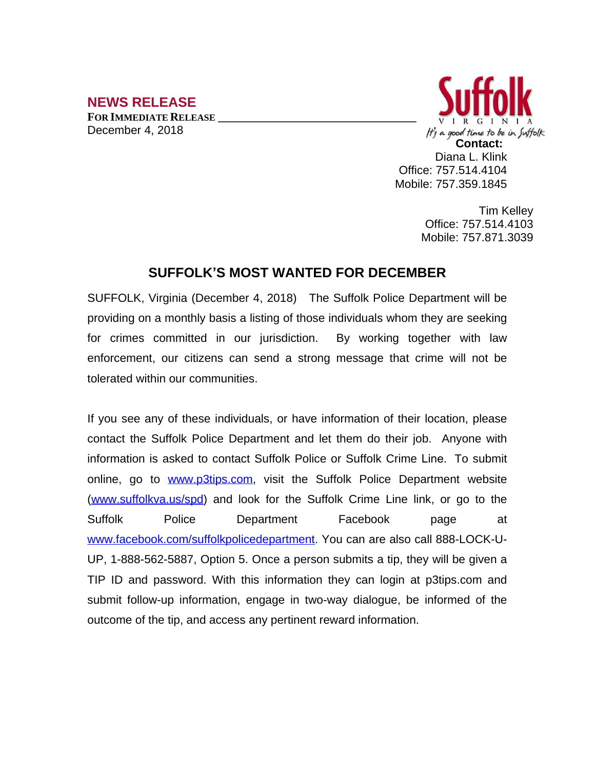## NEWS RELEASE

**FOR IMMEDIATE RELEASE**

December 4, 2018

Suffolk
VIRGINIA
*It's a good time to be in Suffolk*

**Contact:**
Diana L. Klink
Office: 757.514.4104
Mobile: 757.359.1845

Tim Kelley
Office: 757.514.4103
Mobile: 757.871.3039

# SUFFOLK'S MOST WANTED FOR DECEMBER

SUFFOLK, Virginia (December 4, 2018) The Suffolk Police Department will be providing on a monthly basis a listing of those individuals whom they are seeking for crimes committed in our jurisdiction. By working together with law enforcement, our citizens can send a strong message that crime will not be tolerated within our communities.

If you see any of these individuals, or have information of their location, please contact the Suffolk Police Department and let them do their job. Anyone with information is asked to contact Suffolk Police or Suffolk Crime Line. To submit online, go to [www.p3tips.com](http://www.p3tips.com), visit the Suffolk Police Department website ([www.suffolkva.us/spd](http://www.suffolkva.us/spd)) and look for the Suffolk Crime Line link, or go to the Suffolk Police Department Facebook page at [www.facebook.com/suffolkpolicedepartment](http://www.facebook.com/suffolkpolicedepartment). You can are also call 888-LOCK-U-UP, 1-888-562-5887, Option 5. Once a person submits a tip, they will be given a TIP ID and password. With this information they can login at p3tips.com and submit follow-up information, engage in two-way dialogue, be informed of the outcome of the tip, and access any pertinent reward information.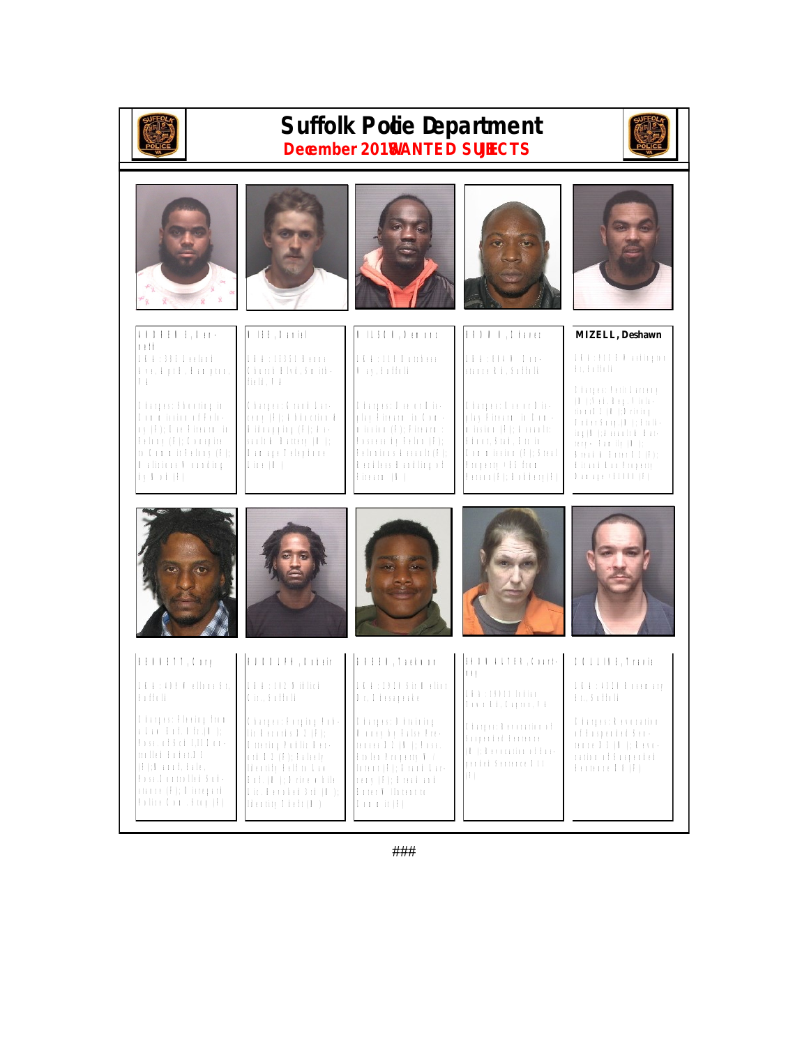# Suffolk Police Department

## December 2018 WANTED SUBJECTS

**MIZELL, Deshawn**

###